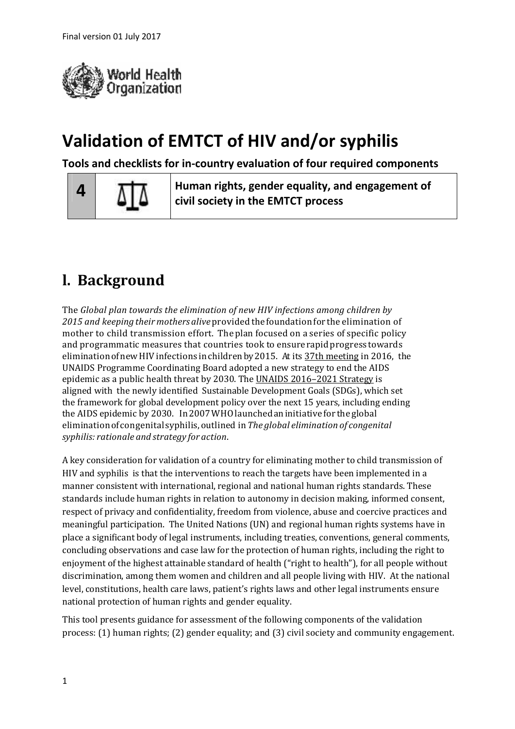Final version 01 July 2017

# Validation of EMTCT of HIV and/or syphilis

**Tools and checklists for in-country evaluation of four required components**

| **4** | | **Human rights, gender equality, and engagement of civil society in the EMTCT process** |
|---|---|---|

## I. Background

The *Global plan towards the elimination of new HIV infections among children by 2015 and keeping their mothers alive* provided the foundation for the elimination of mother to child transmission effort. The plan focused on a series of specific policy and programmatic measures that countries took to ensure rapid progress towards elimination of new HIV infections in children by 2015. At its 37th meeting in 2016, the UNAIDS Programme Coordinating Board adopted a new strategy to end the AIDS epidemic as a public health threat by 2030. The UNAIDS 2016–2021 Strategy is aligned with the newly identified Sustainable Development Goals (SDGs), which set the framework for global development policy over the next 15 years, including ending the AIDS epidemic by 2030. In 2007 WHO launched an initiative for the global elimination of congenital syphilis, outlined in *The global elimination of congenital syphilis: rationale and strategy for action*.

A key consideration for validation of a country for eliminating mother to child transmission of HIV and syphilis is that the interventions to reach the targets have been implemented in a manner consistent with international, regional and national human rights standards. These standards include human rights in relation to autonomy in decision making, informed consent, respect of privacy and confidentiality, freedom from violence, abuse and coercive practices and meaningful participation. The United Nations (UN) and regional human rights systems have in place a significant body of legal instruments, including treaties, conventions, general comments, concluding observations and case law for the protection of human rights, including the right to enjoyment of the highest attainable standard of health ("right to health"), for all people without discrimination, among them women and children and all people living with HIV. At the national level, constitutions, health care laws, patient's rights laws and other legal instruments ensure national protection of human rights and gender equality.

This tool presents guidance for assessment of the following components of the validation process: (1) human rights; (2) gender equality; and (3) civil society and community engagement.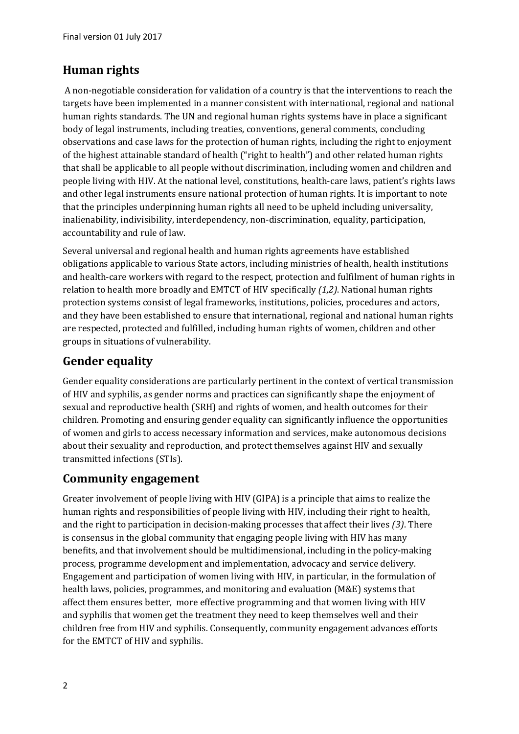## Human rights

A non-negotiable consideration for validation of a country is that the interventions to reach the targets have been implemented in a manner consistent with international, regional and national human rights standards. The UN and regional human rights systems have in place a significant body of legal instruments, including treaties, conventions, general comments, concluding observations and case laws for the protection of human rights, including the right to enjoyment of the highest attainable standard of health ("right to health") and other related human rights that shall be applicable to all people without discrimination, including women and children and people living with HIV. At the national level, constitutions, health-care laws, patient's rights laws and other legal instruments ensure national protection of human rights. It is important to note that the principles underpinning human rights all need to be upheld including universality, inalienability, indivisibility, interdependency, non-discrimination, equality, participation, accountability and rule of law.

Several universal and regional health and human rights agreements have established obligations applicable to various State actors, including ministries of health, health institutions and health-care workers with regard to the respect, protection and fulfilment of human rights in relation to health more broadly and EMTCT of HIV specifically *(1,2)*. National human rights protection systems consist of legal frameworks, institutions, policies, procedures and actors, and they have been established to ensure that international, regional and national human rights are respected, protected and fulfilled, including human rights of women, children and other groups in situations of vulnerability.

## Gender equality

Gender equality considerations are particularly pertinent in the context of vertical transmission of HIV and syphilis, as gender norms and practices can significantly shape the enjoyment of sexual and reproductive health (SRH) and rights of women, and health outcomes for their children. Promoting and ensuring gender equality can significantly influence the opportunities of women and girls to access necessary information and services, make autonomous decisions about their sexuality and reproduction, and protect themselves against HIV and sexually transmitted infections (STIs).

## Community engagement

Greater involvement of people living with HIV (GIPA) is a principle that aims to realize the human rights and responsibilities of people living with HIV, including their right to health, and the right to participation in decision-making processes that affect their lives *(3)*. There is consensus in the global community that engaging people living with HIV has many benefits, and that involvement should be multidimensional, including in the policy-making process, programme development and implementation, advocacy and service delivery. Engagement and participation of women living with HIV, in particular, in the formulation of health laws, policies, programmes, and monitoring and evaluation (M&E) systems that affect them ensures better, more effective programming and that women living with HIV and syphilis that women get the treatment they need to keep themselves well and their children free from HIV and syphilis. Consequently, community engagement advances efforts for the EMTCT of HIV and syphilis.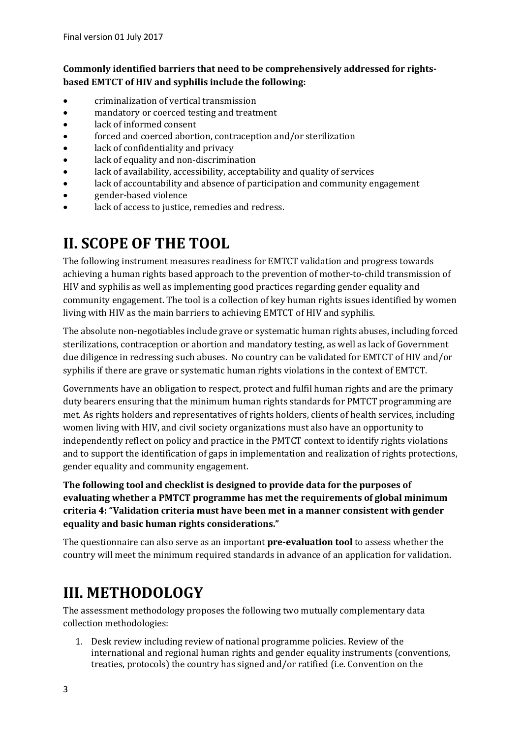**Commonly identified barriers that need to be comprehensively addressed for rights-based EMTCT of HIV and syphilis include the following:**

- criminalization of vertical transmission
- mandatory or coerced testing and treatment
- lack of informed consent
- forced and coerced abortion, contraception and/or sterilization
- lack of confidentiality and privacy
- lack of equality and non-discrimination
- lack of availability, accessibility, acceptability and quality of services
- lack of accountability and absence of participation and community engagement
- gender-based violence
- lack of access to justice, remedies and redress.

# II. SCOPE OF THE TOOL

The following instrument measures readiness for EMTCT validation and progress towards achieving a human rights based approach to the prevention of mother-to-child transmission of HIV and syphilis as well as implementing good practices regarding gender equality and community engagement. The tool is a collection of key human rights issues identified by women living with HIV as the main barriers to achieving EMTCT of HIV and syphilis.

The absolute non-negotiables include grave or systematic human rights abuses, including forced sterilizations, contraception or abortion and mandatory testing, as well as lack of Government due diligence in redressing such abuses. No country can be validated for EMTCT of HIV and/or syphilis if there are grave or systematic human rights violations in the context of EMTCT.

Governments have an obligation to respect, protect and fulfil human rights and are the primary duty bearers ensuring that the minimum human rights standards for PMTCT programming are met. As rights holders and representatives of rights holders, clients of health services, including women living with HIV, and civil society organizations must also have an opportunity to independently reflect on policy and practice in the PMTCT context to identify rights violations and to support the identification of gaps in implementation and realization of rights protections, gender equality and community engagement.

**The following tool and checklist is designed to provide data for the purposes of evaluating whether a PMTCT programme has met the requirements of global minimum criteria 4: "Validation criteria must have been met in a manner consistent with gender equality and basic human rights considerations."**

The questionnaire can also serve as an important **pre-evaluation tool** to assess whether the country will meet the minimum required standards in advance of an application for validation.

# III. METHODOLOGY

The assessment methodology proposes the following two mutually complementary data collection methodologies:

1. Desk review including review of national programme policies. Review of the international and regional human rights and gender equality instruments (conventions, treaties, protocols) the country has signed and/or ratified (i.e. Convention on the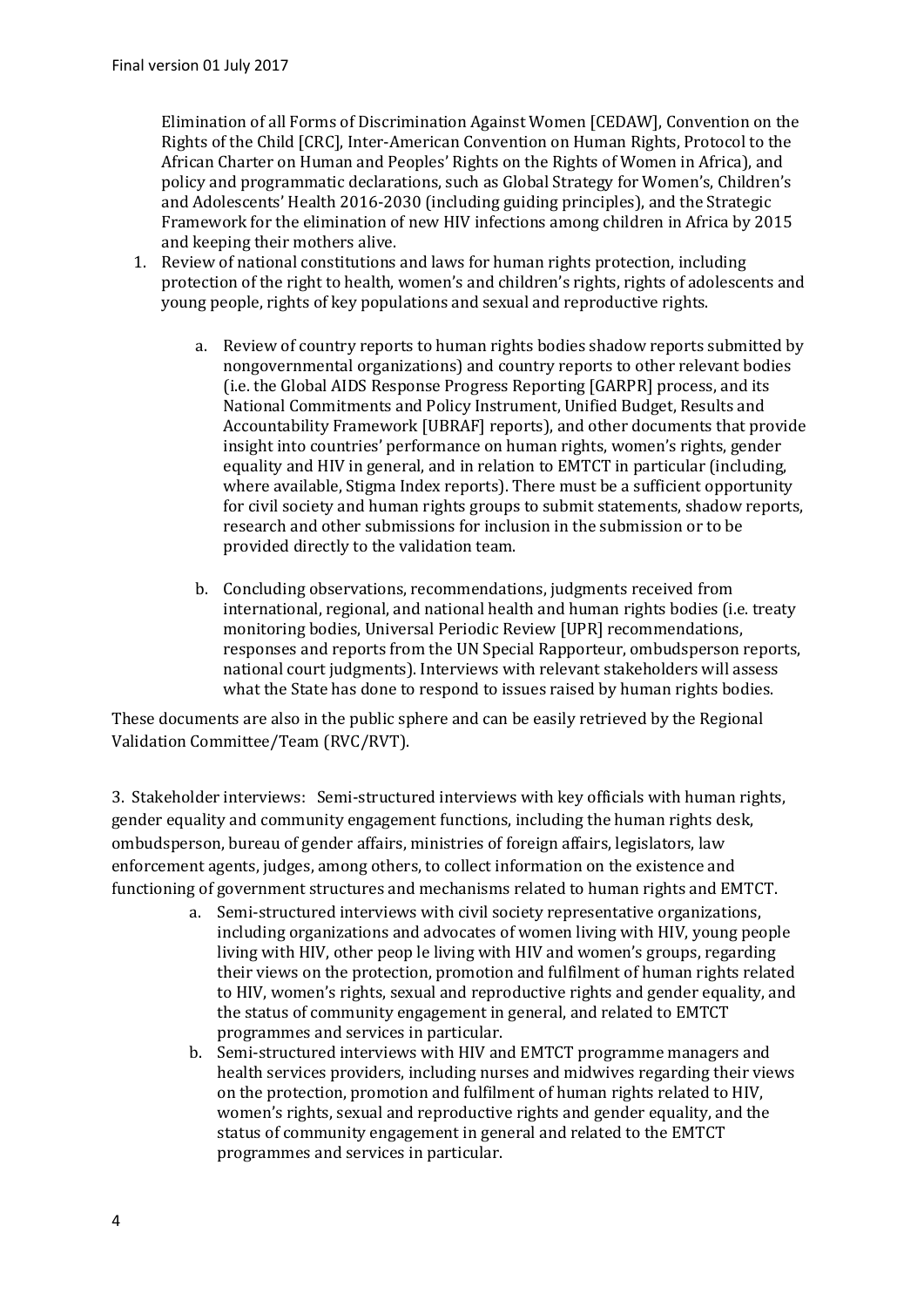Elimination of all Forms of Discrimination Against Women [CEDAW], Convention on the Rights of the Child [CRC], Inter-American Convention on Human Rights, Protocol to the African Charter on Human and Peoples' Rights on the Rights of Women in Africa), and policy and programmatic declarations, such as Global Strategy for Women's, Children's and Adolescents' Health 2016-2030 (including guiding principles), and the Strategic Framework for the elimination of new HIV infections among children in Africa by 2015 and keeping their mothers alive.

1. Review of national constitutions and laws for human rights protection, including protection of the right to health, women's and children's rights, rights of adolescents and young people, rights of key populations and sexual and reproductive rights.

    a. Review of country reports to human rights bodies shadow reports submitted by nongovernmental organizations) and country reports to other relevant bodies (i.e. the Global AIDS Response Progress Reporting [GARPR] process, and its National Commitments and Policy Instrument, Unified Budget, Results and Accountability Framework [UBRAF] reports), and other documents that provide insight into countries' performance on human rights, women's rights, gender equality and HIV in general, and in relation to EMTCT in particular (including, where available, Stigma Index reports). There must be a sufficient opportunity for civil society and human rights groups to submit statements, shadow reports, research and other submissions for inclusion in the submission or to be provided directly to the validation team.

    b. Concluding observations, recommendations, judgments received from international, regional, and national health and human rights bodies (i.e. treaty monitoring bodies, Universal Periodic Review [UPR] recommendations, responses and reports from the UN Special Rapporteur, ombudsperson reports, national court judgments). Interviews with relevant stakeholders will assess what the State has done to respond to issues raised by human rights bodies.

These documents are also in the public sphere and can be easily retrieved by the Regional Validation Committee/Team (RVC/RVT).

3. Stakeholder interviews: Semi-structured interviews with key officials with human rights, gender equality and community engagement functions, including the human rights desk, ombudsperson, bureau of gender affairs, ministries of foreign affairs, legislators, law enforcement agents, judges, among others, to collect information on the existence and functioning of government structures and mechanisms related to human rights and EMTCT.

    a. Semi-structured interviews with civil society representative organizations, including organizations and advocates of women living with HIV, young people living with HIV, other peop le living with HIV and women's groups, regarding their views on the protection, promotion and fulfilment of human rights related to HIV, women's rights, sexual and reproductive rights and gender equality, and the status of community engagement in general, and related to EMTCT programmes and services in particular.
    b. Semi-structured interviews with HIV and EMTCT programme managers and health services providers, including nurses and midwives regarding their views on the protection, promotion and fulfilment of human rights related to HIV, women's rights, sexual and reproductive rights and gender equality, and the status of community engagement in general and related to the EMTCT programmes and services in particular.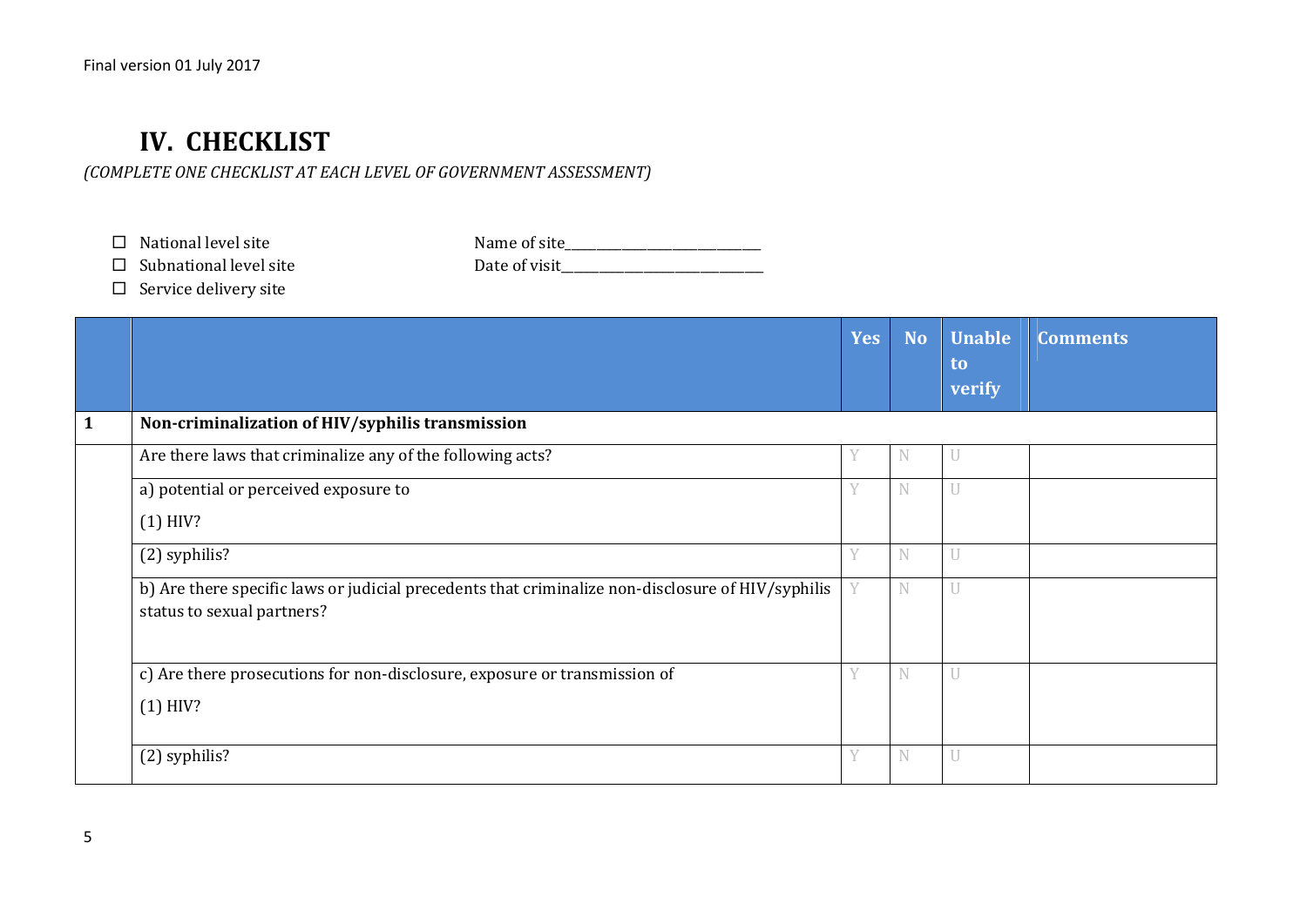## IV. CHECKLIST

*(COMPLETE ONE CHECKLIST AT EACH LEVEL OF GOVERNMENT ASSESSMENT)*

- ☐ National level site
- ☐ Subnational level site
- ☐ Service delivery site

Name of site\_\_\_\_\_\_\_\_\_\_\_\_\_\_\_\_\_\_\_\_\_\_\_\_\_\_\_\_\_\_

Date of visit\_\_\_\_\_\_\_\_\_\_\_\_\_\_\_\_\_\_\_\_\_\_\_\_\_\_\_\_\_\_

| | | Yes | No | Unable to verify | Comments |
|---|---|---|---|---|---|
| **1** | **Non-criminalization of HIV/syphilis transmission** | | | | |
| | Are there laws that criminalize any of the following acts? | Y | N | U | |
| | a) potential or perceived exposure to<br>(1) HIV? | Y | N | U | |
| | (2) syphilis? | Y | N | U | |
| | b) Are there specific laws or judicial precedents that criminalize non-disclosure of HIV/syphilis status to sexual partners? | Y | N | U | |
| | c) Are there prosecutions for non-disclosure, exposure or transmission of<br>(1) HIV? | Y | N | U | |
| | (2) syphilis? | Y | N | U | |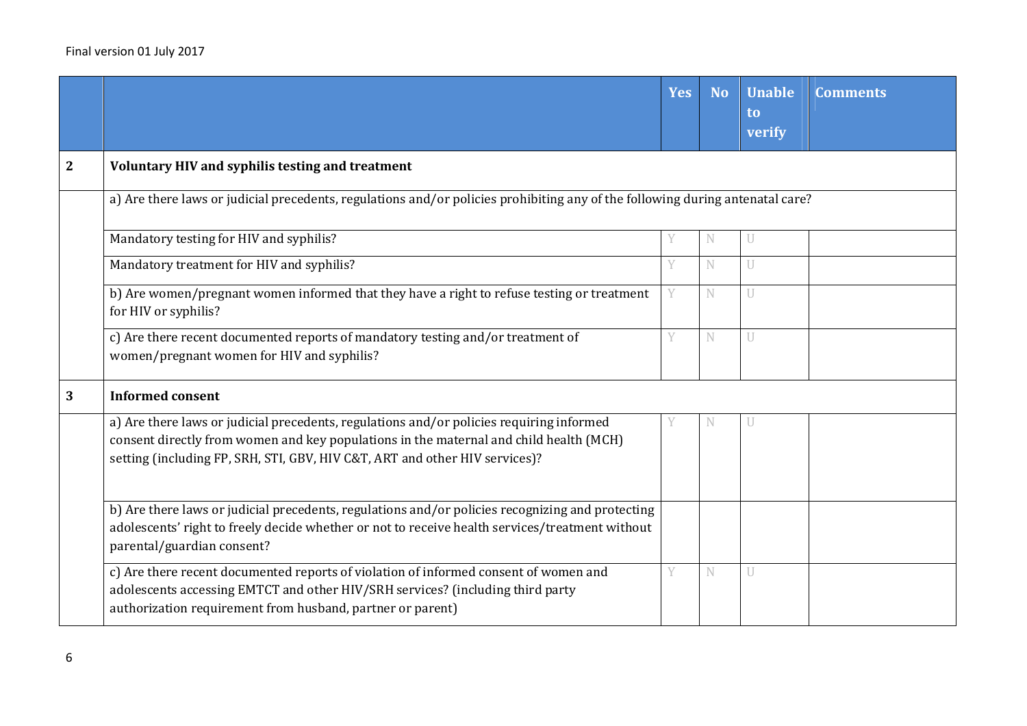| | | Yes | No | Unable to verify | Comments |
|---|---|---|---|---|---|
| **2** | **Voluntary HIV and syphilis testing and treatment** | | | | |
| | a) Are there laws or judicial precedents, regulations and/or policies prohibiting any of the following during antenatal care? | | | | |
| | Mandatory testing for HIV and syphilis? | Y | N | U | |
| | Mandatory treatment for HIV and syphilis? | Y | N | U | |
| | b) Are women/pregnant women informed that they have a right to refuse testing or treatment for HIV or syphilis? | Y | N | U | |
| | c) Are there recent documented reports of mandatory testing and/or treatment of women/pregnant women for HIV and syphilis? | Y | N | U | |
| **3** | **Informed consent** | | | | |
| | a) Are there laws or judicial precedents, regulations and/or policies requiring informed consent directly from women and key populations in the maternal and child health (MCH) setting (including FP, SRH, STI, GBV, HIV C&T, ART and other HIV services)? | Y | N | U | |
| | b) Are there laws or judicial precedents, regulations and/or policies recognizing and protecting adolescents' right to freely decide whether or not to receive health services/treatment without parental/guardian consent? | | | | |
| | c) Are there recent documented reports of violation of informed consent of women and adolescents accessing EMTCT and other HIV/SRH services? (including third party authorization requirement from husband, partner or parent) | Y | N | U | |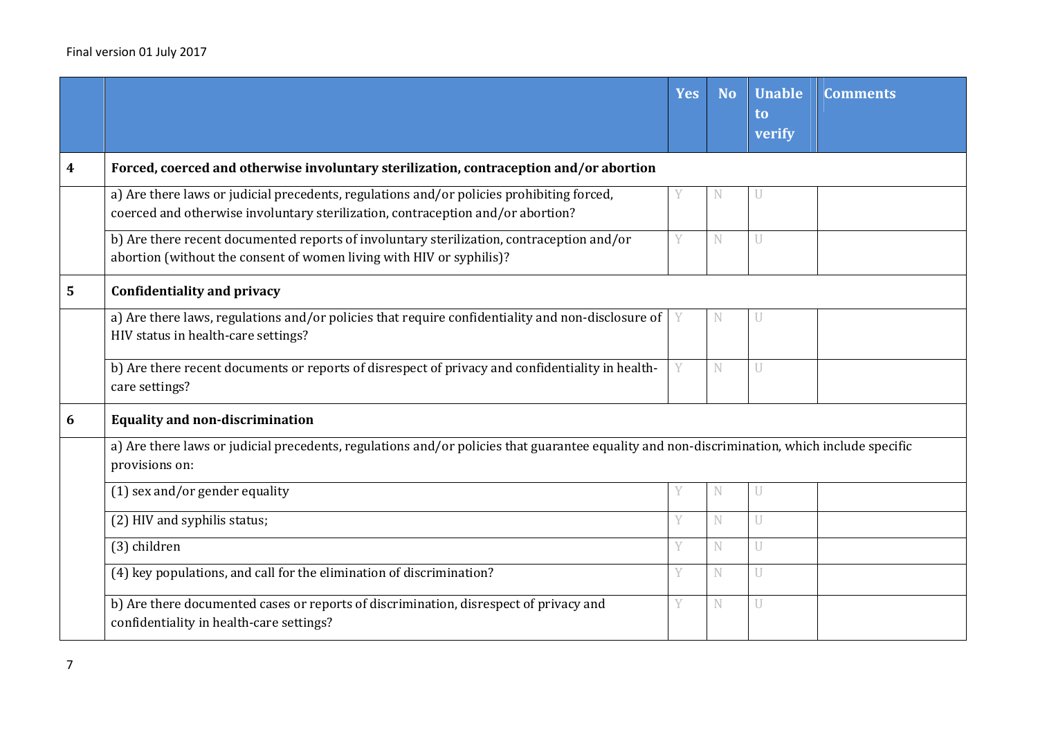| | | Yes | No | Unable to verify | Comments |
|---|---|---|---|---|---|
| **4** | **Forced, coerced and otherwise involuntary sterilization, contraception and/or abortion** | | | | |
| | a) Are there laws or judicial precedents, regulations and/or policies prohibiting forced, coerced and otherwise involuntary sterilization, contraception and/or abortion? | Y | N | U | |
| | b) Are there recent documented reports of involuntary sterilization, contraception and/or abortion (without the consent of women living with HIV or syphilis)? | Y | N | U | |
| **5** | **Confidentiality and privacy** | | | | |
| | a) Are there laws, regulations and/or policies that require confidentiality and non-disclosure of HIV status in health-care settings? | Y | N | U | |
| | b) Are there recent documents or reports of disrespect of privacy and confidentiality in health-care settings? | Y | N | U | |
| **6** | **Equality and non-discrimination** | | | | |
| | a) Are there laws or judicial precedents, regulations and/or policies that guarantee equality and non-discrimination, which include specific provisions on: | | | | |
| | (1) sex and/or gender equality | Y | N | U | |
| | (2) HIV and syphilis status; | Y | N | U | |
| | (3) children | Y | N | U | |
| | (4) key populations, and call for the elimination of discrimination? | Y | N | U | |
| | b) Are there documented cases or reports of discrimination, disrespect of privacy and confidentiality in health-care settings? | Y | N | U | |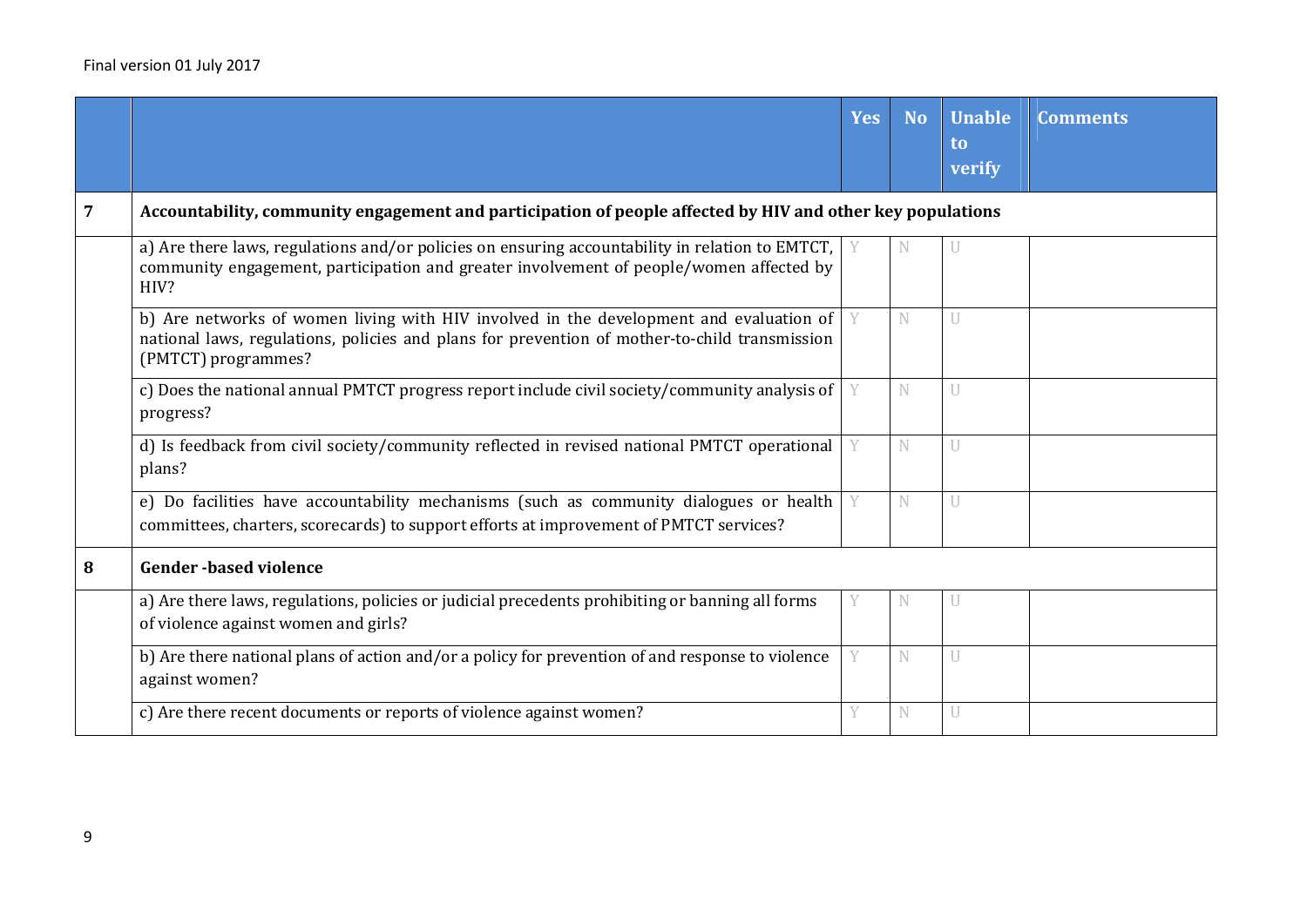| | | Yes | No | Unable to verify | Comments |
|---|---|---|---|---|---|
| **7** | **Accountability, community engagement and participation of people affected by HIV and other key populations** | | | | |
| | a) Are there laws, regulations and/or policies on ensuring accountability in relation to EMTCT, community engagement, participation and greater involvement of people/women affected by HIV? | Y | N | U | |
| | b) Are networks of women living with HIV involved in the development and evaluation of national laws, regulations, policies and plans for prevention of mother-to-child transmission (PMTCT) programmes? | Y | N | U | |
| | c) Does the national annual PMTCT progress report include civil society/community analysis of progress? | Y | N | U | |
| | d) Is feedback from civil society/community reflected in revised national PMTCT operational plans? | Y | N | U | |
| | e) Do facilities have accountability mechanisms (such as community dialogues or health committees, charters, scorecards) to support efforts at improvement of PMTCT services? | Y | N | U | |
| **8** | **Gender -based violence** | | | | |
| | a) Are there laws, regulations, policies or judicial precedents prohibiting or banning all forms of violence against women and girls? | Y | N | U | |
| | b) Are there national plans of action and/or a policy for prevention of and response to violence against women? | Y | N | U | |
| | c) Are there recent documents or reports of violence against women? | Y | N | U | |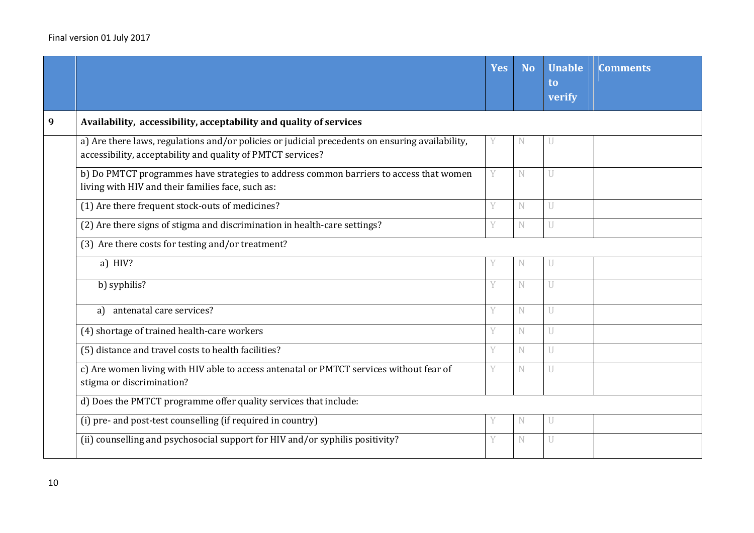| | | Yes | No | Unable to verify | Comments |
|---|---|---|---|---|---|
| **9** | **Availability, accessibility, acceptability and quality of services** | | | | |
| | a) Are there laws, regulations and/or policies or judicial precedents on ensuring availability, accessibility, acceptability and quality of PMTCT services? | Y | N | U | |
| | b) Do PMTCT programmes have strategies to address common barriers to access that women living with HIV and their families face, such as: | Y | N | U | |
| | (1) Are there frequent stock-outs of medicines? | Y | N | U | |
| | (2) Are there signs of stigma and discrimination in health-care settings? | Y | N | U | |
| | (3) Are there costs for testing and/or treatment? | | | | |
| | a) HIV? | Y | N | U | |
| | b) syphilis? | Y | N | U | |
| | a) antenatal care services? | Y | N | U | |
| | (4) shortage of trained health-care workers | Y | N | U | |
| | (5) distance and travel costs to health facilities? | Y | N | U | |
| | c) Are women living with HIV able to access antenatal or PMTCT services without fear of stigma or discrimination? | Y | N | U | |
| | d) Does the PMTCT programme offer quality services that include: | | | | |
| | (i) pre- and post-test counselling (if required in country) | Y | N | U | |
| | (ii) counselling and psychosocial support for HIV and/or syphilis positivity? | Y | N | U | |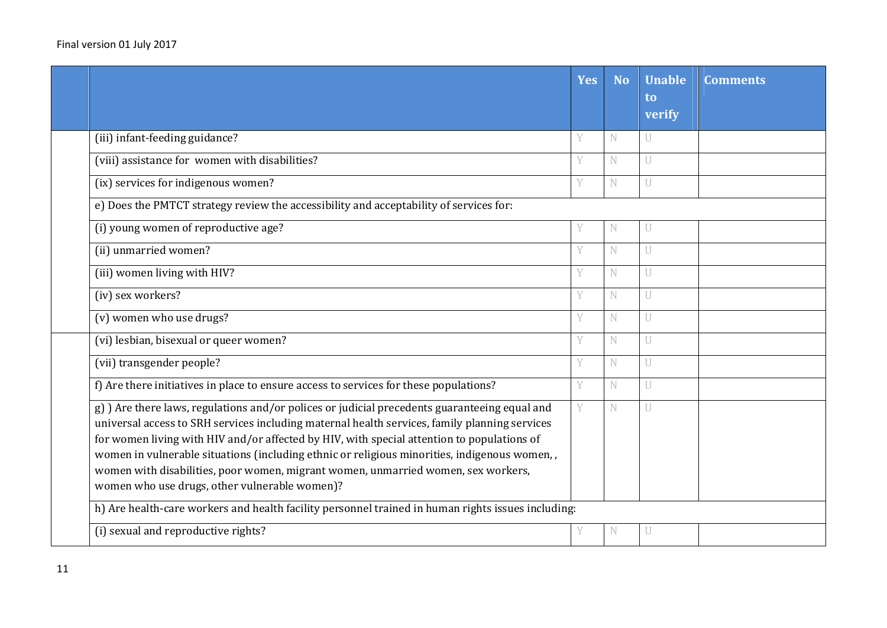| | | Yes | No | Unable to verify | Comments |
|---|---|---|---|---|---|
| | (iii) infant-feeding guidance? | Y | N | U | |
| | (viii) assistance for women with disabilities? | Y | N | U | |
| | (ix) services for indigenous women? | Y | N | U | |
| | e) Does the PMTCT strategy review the accessibility and acceptability of services for: | | | | |
| | (i) young women of reproductive age? | Y | N | U | |
| | (ii) unmarried women? | Y | N | U | |
| | (iii) women living with HIV? | Y | N | U | |
| | (iv) sex workers? | Y | N | U | |
| | (v) women who use drugs? | Y | N | U | |
| | (vi) lesbian, bisexual or queer women? | Y | N | U | |
| | (vii) transgender people? | Y | N | U | |
| | f) Are there initiatives in place to ensure access to services for these populations? | Y | N | U | |
| | g) ) Are there laws, regulations and/or polices or judicial precedents guaranteeing equal and universal access to SRH services including maternal health services, family planning services for women living with HIV and/or affected by HIV, with special attention to populations of women in vulnerable situations (including ethnic or religious minorities, indigenous women, , women with disabilities, poor women, migrant women, unmarried women, sex workers, women who use drugs, other vulnerable women)? | Y | N | U | |
| | h) Are health-care workers and health facility personnel trained in human rights issues including: | | | | |
| | (i) sexual and reproductive rights? | Y | N | U | |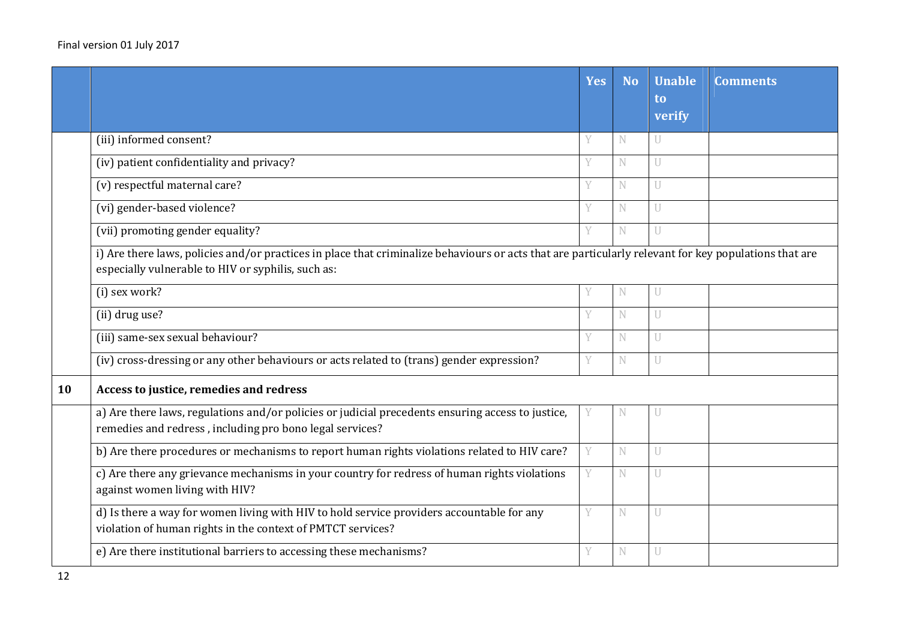| | | Yes | No | Unable to verify | Comments |
|---|---|---|---|---|---|
| | (iii) informed consent? | Y | N | U | |
| | (iv) patient confidentiality and privacy? | Y | N | U | |
| | (v) respectful maternal care? | Y | N | U | |
| | (vi) gender-based violence? | Y | N | U | |
| | (vii) promoting gender equality? | Y | N | U | |
| | i) Are there laws, policies and/or practices in place that criminalize behaviours or acts that are particularly relevant for key populations that are especially vulnerable to HIV or syphilis, such as: | | | | |
| | (i) sex work? | Y | N | U | |
| | (ii) drug use? | Y | N | U | |
| | (iii) same-sex sexual behaviour? | Y | N | U | |
| | (iv) cross-dressing or any other behaviours or acts related to (trans) gender expression? | Y | N | U | |
| **10** | **Access to justice, remedies and redress** | | | | |
| | a) Are there laws, regulations and/or policies or judicial precedents ensuring access to justice, remedies and redress , including pro bono legal services? | Y | N | U | |
| | b) Are there procedures or mechanisms to report human rights violations related to HIV care? | Y | N | U | |
| | c) Are there any grievance mechanisms in your country for redress of human rights violations against women living with HIV? | Y | N | U | |
| | d) Is there a way for women living with HIV to hold service providers accountable for any violation of human rights in the context of PMTCT services? | Y | N | U | |
| | e) Are there institutional barriers to accessing these mechanisms? | Y | N | U | |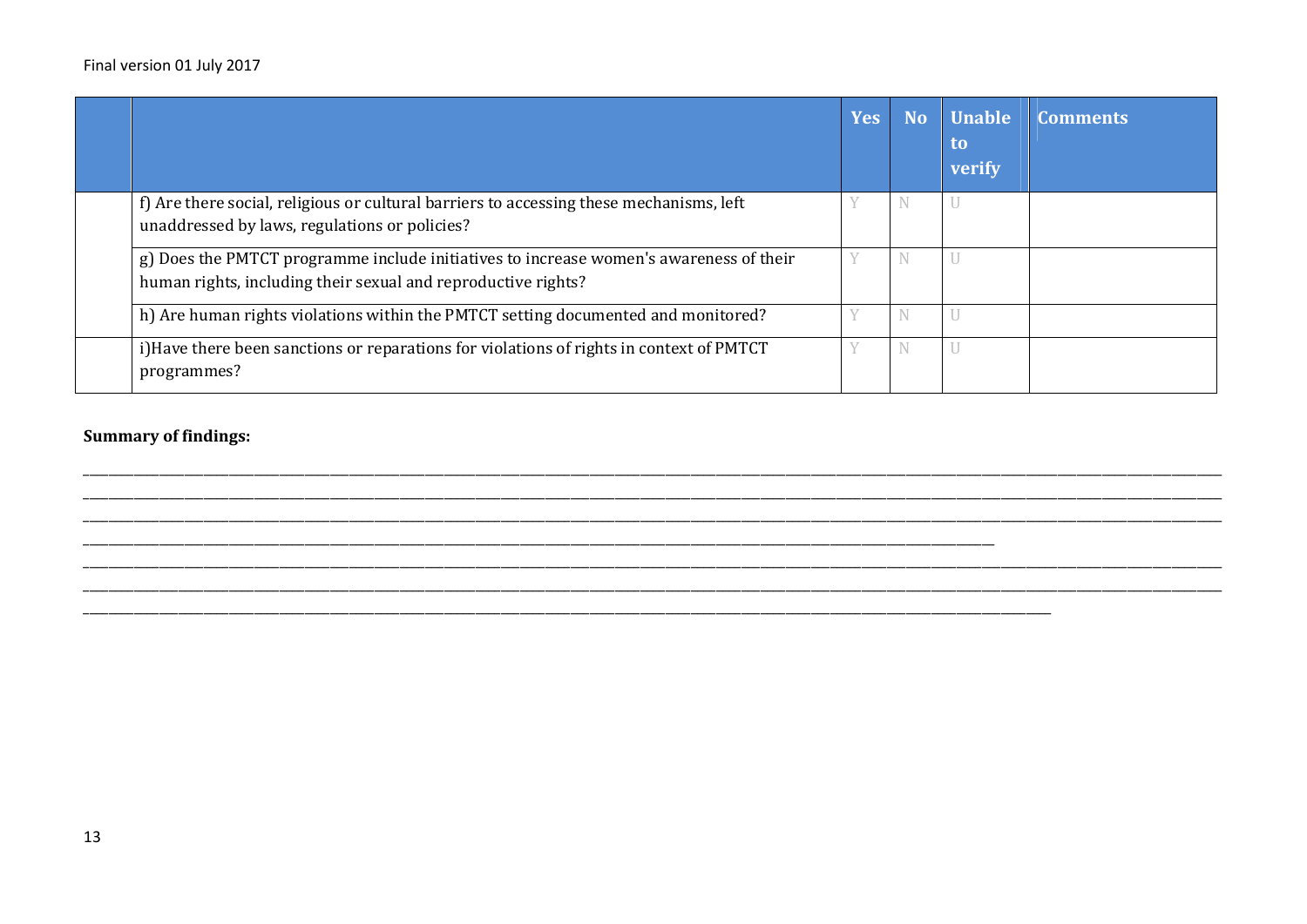| | | Yes | No | Unable to verify | Comments |
|---|---|---|---|---|---|
| | f) Are there social, religious or cultural barriers to accessing these mechanisms, left unaddressed by laws, regulations or policies? | Y | N | U | |
| | g) Does the PMTCT programme include initiatives to increase women's awareness of their human rights, including their sexual and reproductive rights? | Y | N | U | |
| | h) Are human rights violations within the PMTCT setting documented and monitored? | Y | N | U | |
| | i)Have there been sanctions or reparations for violations of rights in context of PMTCT programmes? | Y | N | U | |

**Summary of findings:**

______________________________________________________________________________________________________________________________________________________
______________________________________________________________________________________________________________________________________________________
______________________________________________________________________________________________________________________________________________________
______________________________________________________________________________________________________________________
______________________________________________________________________________________________________________________________________________________
______________________________________________________________________________________________________________________________________________________
_____________________________________________________________________________________________________________________________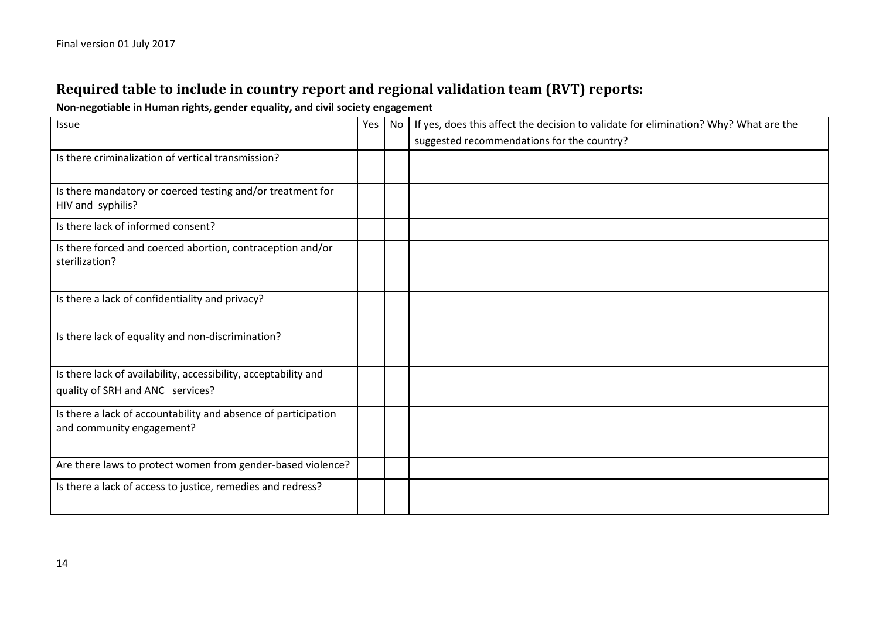## Required table to include in country report and regional validation team (RVT) reports:

**Non-negotiable in Human rights, gender equality, and civil society engagement**

| Issue | Yes | No | If yes, does this affect the decision to validate for elimination? Why? What are the suggested recommendations for the country? |
|---|---|---|---|
| Is there criminalization of vertical transmission? | | | |
| Is there mandatory or coerced testing and/or treatment for HIV and syphilis? | | | |
| Is there lack of informed consent? | | | |
| Is there forced and coerced abortion, contraception and/or sterilization? | | | |
| Is there a lack of confidentiality and privacy? | | | |
| Is there lack of equality and non-discrimination? | | | |
| Is there lack of availability, accessibility, acceptability and quality of SRH and ANC services? | | | |
| Is there a lack of accountability and absence of participation and community engagement? | | | |
| Are there laws to protect women from gender-based violence? | | | |
| Is there a lack of access to justice, remedies and redress? | | | |